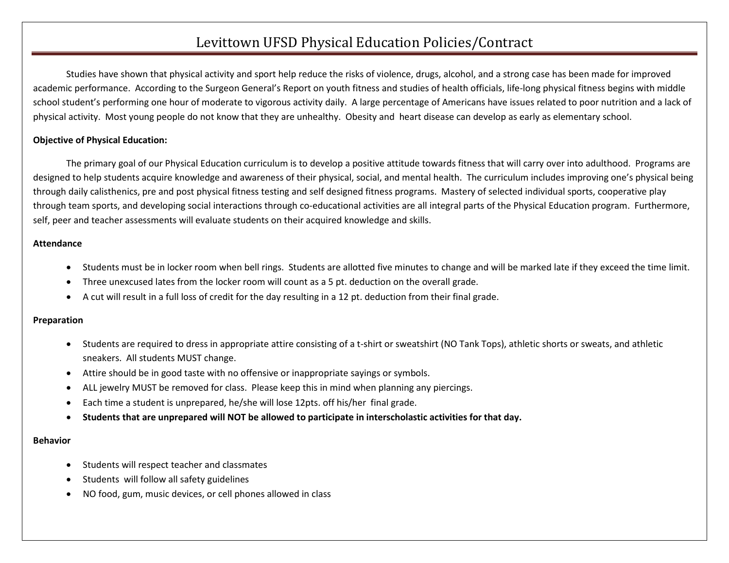# Levittown UFSD Physical Education Policies/Contract

Studies have shown that physical activity and sport help reduce the risks of violence, drugs, alcohol, and a strong case has been made for improved academic performance. According to the Surgeon General's Report on youth fitness and studies of health officials, life-long physical fitness begins with middle school student's performing one hour of moderate to vigorous activity daily. A large percentage of Americans have issues related to poor nutrition and a lack of physical activity. Most young people do not know that they are unhealthy. Obesity and heart disease can develop as early as elementary school.

**Objective of Physical Education:**

The primary goal of our Physical Education curriculum is to develop a positive attitude towards fitness that will carry over into adulthood. Programs are designed to help students acquire knowledge and awareness of their physical, social, and mental health. The curriculum includes improving one's physical being through daily calisthenics, pre and post physical fitness testing and self designed fitness programs. Mastery of selected individual sports, cooperative play through team sports, and developing social interactions through co-educational activities are all integral parts of the Physical Education program. Furthermore, self, peer and teacher assessments will evaluate students on their acquired knowledge and skills.

**Attendance**

- Students must be in locker room when bell rings. Students are allotted five minutes to change and will be marked late if they exceed the time limit.
- Three unexcused lates from the locker room will count as a 5 pt. deduction on the overall grade.
- A cut will result in a full loss of credit for the day resulting in a 12 pt. deduction from their final grade.

**Preparation**

- Students are required to dress in appropriate attire consisting of a t-shirt or sweatshirt (NO Tank Tops), athletic shorts or sweats, and athletic sneakers. All students MUST change.
- Attire should be in good taste with no offensive or inappropriate sayings or symbols.
- ALL jewelry MUST be removed for class. Please keep this in mind when planning any piercings.
- Each time a student is unprepared, he/she will lose 12pts. off his/her final grade.
- **Students that are unprepared will NOT be allowed to participate in interscholastic activities for that day.**

**Behavior**

- Students will respect teacher and classmates
- Students will follow all safety guidelines
- NO food, gum, music devices, or cell phones allowed in class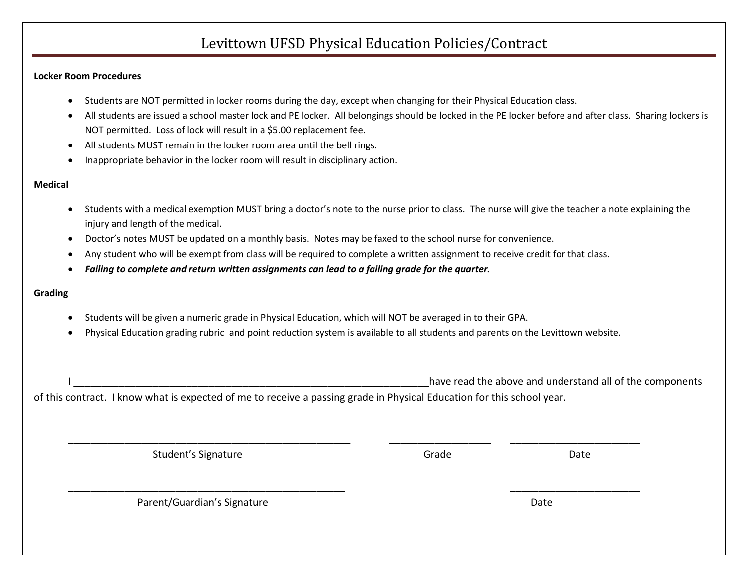# Levittown UFSD Physical Education Policies/Contract

**Locker Room Procedures**

- Students are NOT permitted in locker rooms during the day, except when changing for their Physical Education class.
- All students are issued a school master lock and PE locker. All belongings should be locked in the PE locker before and after class. Sharing lockers is NOT permitted. Loss of lock will result in a $5.00 replacement fee.
- All students MUST remain in the locker room area until the bell rings.
- Inappropriate behavior in the locker room will result in disciplinary action.

**Medical**

- Students with a medical exemption MUST bring a doctor's note to the nurse prior to class. The nurse will give the teacher a note explaining the injury and length of the medical.
- Doctor's notes MUST be updated on a monthly basis. Notes may be faxed to the school nurse for convenience.
- Any student who will be exempt from class will be required to complete a written assignment to receive credit for that class.
- ***Failing to complete and return written assignments can lead to a failing grade for the quarter.***

**Grading**

- Students will be given a numeric grade in Physical Education, which will NOT be averaged in to their GPA.
- Physical Education grading rubric and point reduction system is available to all students and parents on the Levittown website.

I ____________________________________________________________________have read the above and understand all of the components of this contract. I know what is expected of me to receive a passing grade in Physical Education for this school year.

______________________________________________________ ___________________ ________________________

Student's Signature Grade Date

_____________________________________________________ ________________________

Parent/Guardian's Signature Date